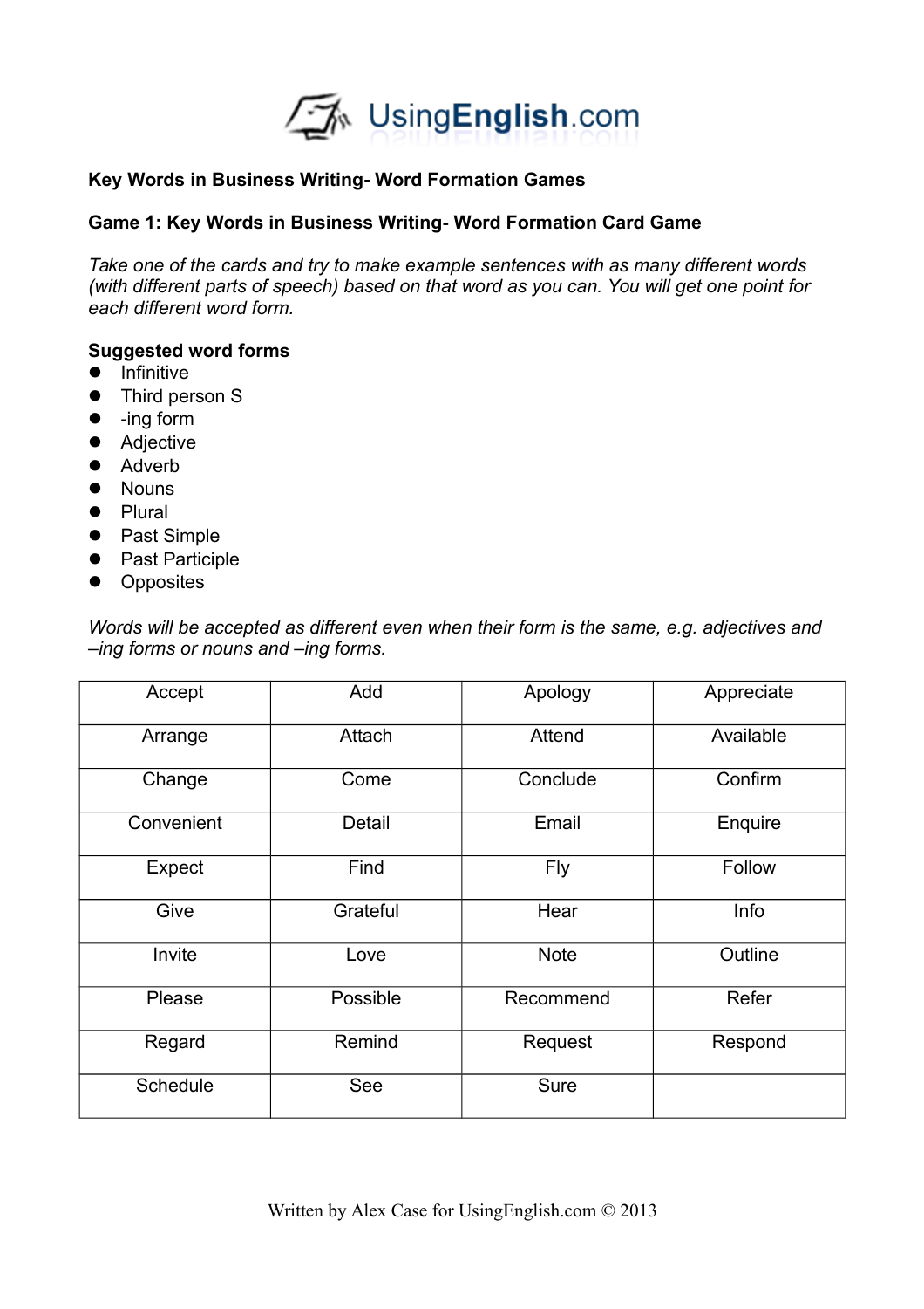UsingEnglish.com

**Key Words in Business Writing- Word Formation Games**

**Game 1: Key Words in Business Writing- Word Formation Card Game**

*Take one of the cards and try to make example sentences with as many different words (with different parts of speech) based on that word as you can. You will get one point for each different word form.*

**Suggested word forms**

- Infinitive
- Third person S
- -ing form
- Adjective
- Adverb
- Nouns
- Plural
- Past Simple
- Past Participle
- Opposites

*Words will be accepted as different even when their form is the same, e.g. adjectives and –ing forms or nouns and –ing forms.*

| | | | |
|---|---|---|---|
| Accept | Add | Apology | Appreciate |
| Arrange | Attach | Attend | Available |
| Change | Come | Conclude | Confirm |
| Convenient | Detail | Email | Enquire |
| Expect | Find | Fly | Follow |
| Give | Grateful | Hear | Info |
| Invite | Love | Note | Outline |
| Please | Possible | Recommend | Refer |
| Regard | Remind | Request | Respond |
| Schedule | See | Sure | |

Written by Alex Case for UsingEnglish.com © 2013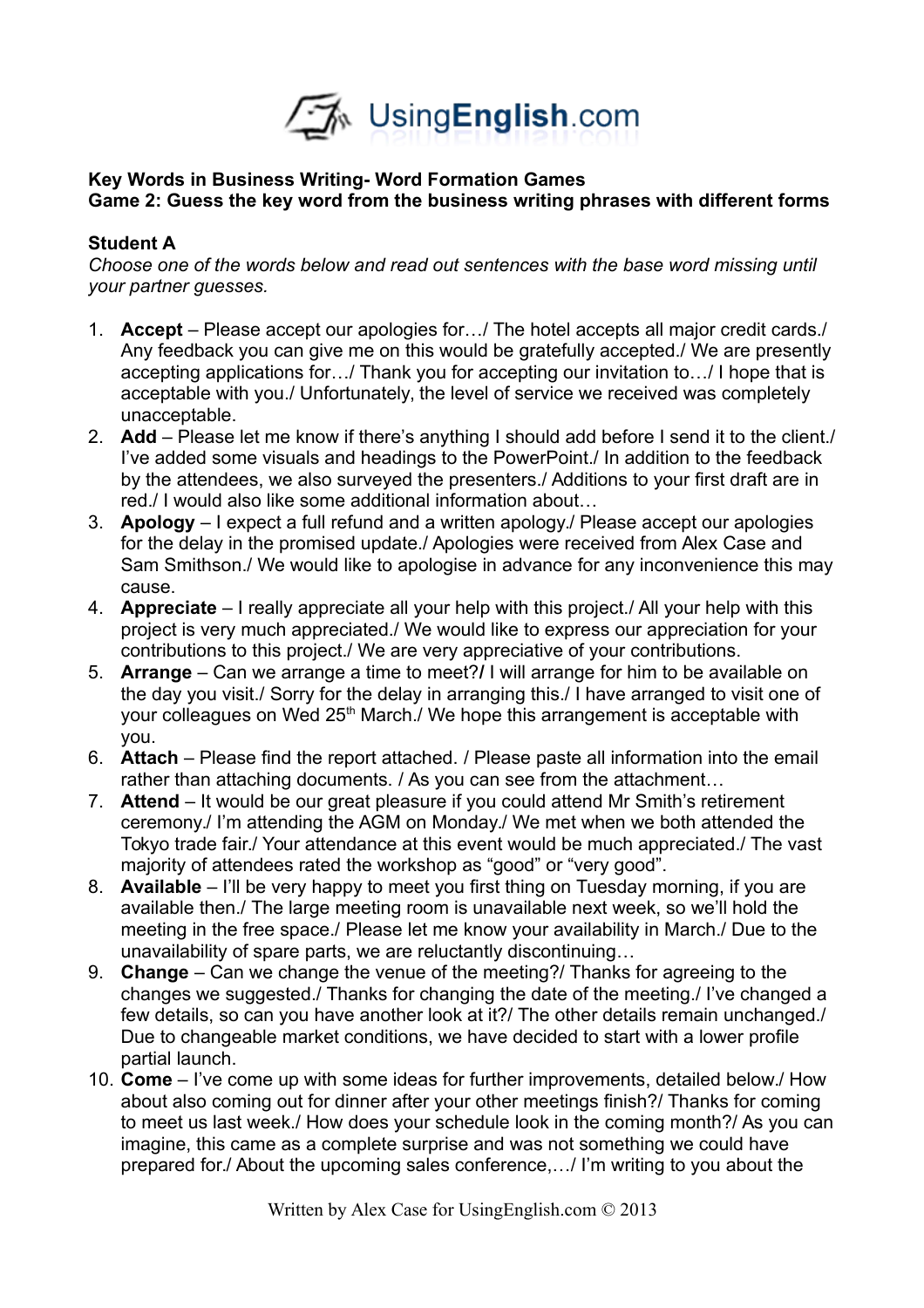**Key Words in Business Writing- Word Formation Games**
**Game 2: Guess the key word from the business writing phrases with different forms**

**Student A**

*Choose one of the words below and read out sentences with the base word missing until your partner guesses.*

1. **Accept** – Please accept our apologies for…/ The hotel accepts all major credit cards./ Any feedback you can give me on this would be gratefully accepted./ We are presently accepting applications for…/ Thank you for accepting our invitation to…/ I hope that is acceptable with you./ Unfortunately, the level of service we received was completely unacceptable.
2. **Add** – Please let me know if there's anything I should add before I send it to the client./ I've added some visuals and headings to the PowerPoint./ In addition to the feedback by the attendees, we also surveyed the presenters./ Additions to your first draft are in red./ I would also like some additional information about…
3. **Apology** – I expect a full refund and a written apology./ Please accept our apologies for the delay in the promised update./ Apologies were received from Alex Case and Sam Smithson./ We would like to apologise in advance for any inconvenience this may cause.
4. **Appreciate** – I really appreciate all your help with this project./ All your help with this project is very much appreciated./ We would like to express our appreciation for your contributions to this project./ We are very appreciative of your contributions.
5. **Arrange** – Can we arrange a time to meet?**/** I will arrange for him to be available on the day you visit./ Sorry for the delay in arranging this./ I have arranged to visit one of your colleagues on Wed 25th March./ We hope this arrangement is acceptable with you.
6. **Attach** – Please find the report attached. / Please paste all information into the email rather than attaching documents. / As you can see from the attachment…
7. **Attend** – It would be our great pleasure if you could attend Mr Smith's retirement ceremony./ I'm attending the AGM on Monday./ We met when we both attended the Tokyo trade fair./ Your attendance at this event would be much appreciated./ The vast majority of attendees rated the workshop as "good" or "very good".
8. **Available** – I'll be very happy to meet you first thing on Tuesday morning, if you are available then./ The large meeting room is unavailable next week, so we'll hold the meeting in the free space./ Please let me know your availability in March./ Due to the unavailability of spare parts, we are reluctantly discontinuing…
9. **Change** – Can we change the venue of the meeting?/ Thanks for agreeing to the changes we suggested./ Thanks for changing the date of the meeting./ I've changed a few details, so can you have another look at it?/ The other details remain unchanged./ Due to changeable market conditions, we have decided to start with a lower profile partial launch.
10. **Come** – I've come up with some ideas for further improvements, detailed below./ How about also coming out for dinner after your other meetings finish?/ Thanks for coming to meet us last week./ How does your schedule look in the coming month?/ As you can imagine, this came as a complete surprise and was not something we could have prepared for./ About the upcoming sales conference,…/ I'm writing to you about the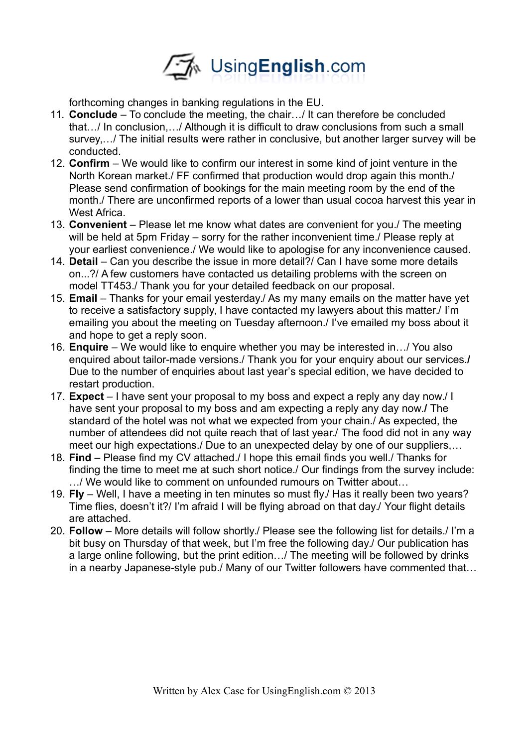forthcoming changes in banking regulations in the EU.

11. **Conclude** – To conclude the meeting, the chair…/ It can therefore be concluded that…/ In conclusion,…/ Although it is difficult to draw conclusions from such a small survey,…/ The initial results were rather in conclusive, but another larger survey will be conducted.
12. **Confirm** – We would like to confirm our interest in some kind of joint venture in the North Korean market./ FF confirmed that production would drop again this month./ Please send confirmation of bookings for the main meeting room by the end of the month./ There are unconfirmed reports of a lower than usual cocoa harvest this year in West Africa.
13. **Convenient** – Please let me know what dates are convenient for you./ The meeting will be held at 5pm Friday – sorry for the rather inconvenient time./ Please reply at your earliest convenience./ We would like to apologise for any inconvenience caused.
14. **Detail** – Can you describe the issue in more detail?/ Can I have some more details on...?/ A few customers have contacted us detailing problems with the screen on model TT453./ Thank you for your detailed feedback on our proposal.
15. **Email** – Thanks for your email yesterday./ As my many emails on the matter have yet to receive a satisfactory supply, I have contacted my lawyers about this matter./ I'm emailing you about the meeting on Tuesday afternoon./ I've emailed my boss about it and hope to get a reply soon.
16. **Enquire** – We would like to enquire whether you may be interested in…/ You also enquired about tailor-made versions./ Thank you for your enquiry about our services.**/** Due to the number of enquiries about last year's special edition, we have decided to restart production.
17. **Expect** – I have sent your proposal to my boss and expect a reply any day now./ I have sent your proposal to my boss and am expecting a reply any day now.**/** The standard of the hotel was not what we expected from your chain./ As expected, the number of attendees did not quite reach that of last year./ The food did not in any way meet our high expectations./ Due to an unexpected delay by one of our suppliers,…
18. **Find** – Please find my CV attached./ I hope this email finds you well./ Thanks for finding the time to meet me at such short notice./ Our findings from the survey include: …/ We would like to comment on unfounded rumours on Twitter about…
19. **Fly** – Well, I have a meeting in ten minutes so must fly./ Has it really been two years? Time flies, doesn't it?/ I'm afraid I will be flying abroad on that day./ Your flight details are attached.
20. **Follow** – More details will follow shortly./ Please see the following list for details./ I'm a bit busy on Thursday of that week, but I'm free the following day./ Our publication has a large online following, but the print edition…/ The meeting will be followed by drinks in a nearby Japanese-style pub./ Many of our Twitter followers have commented that…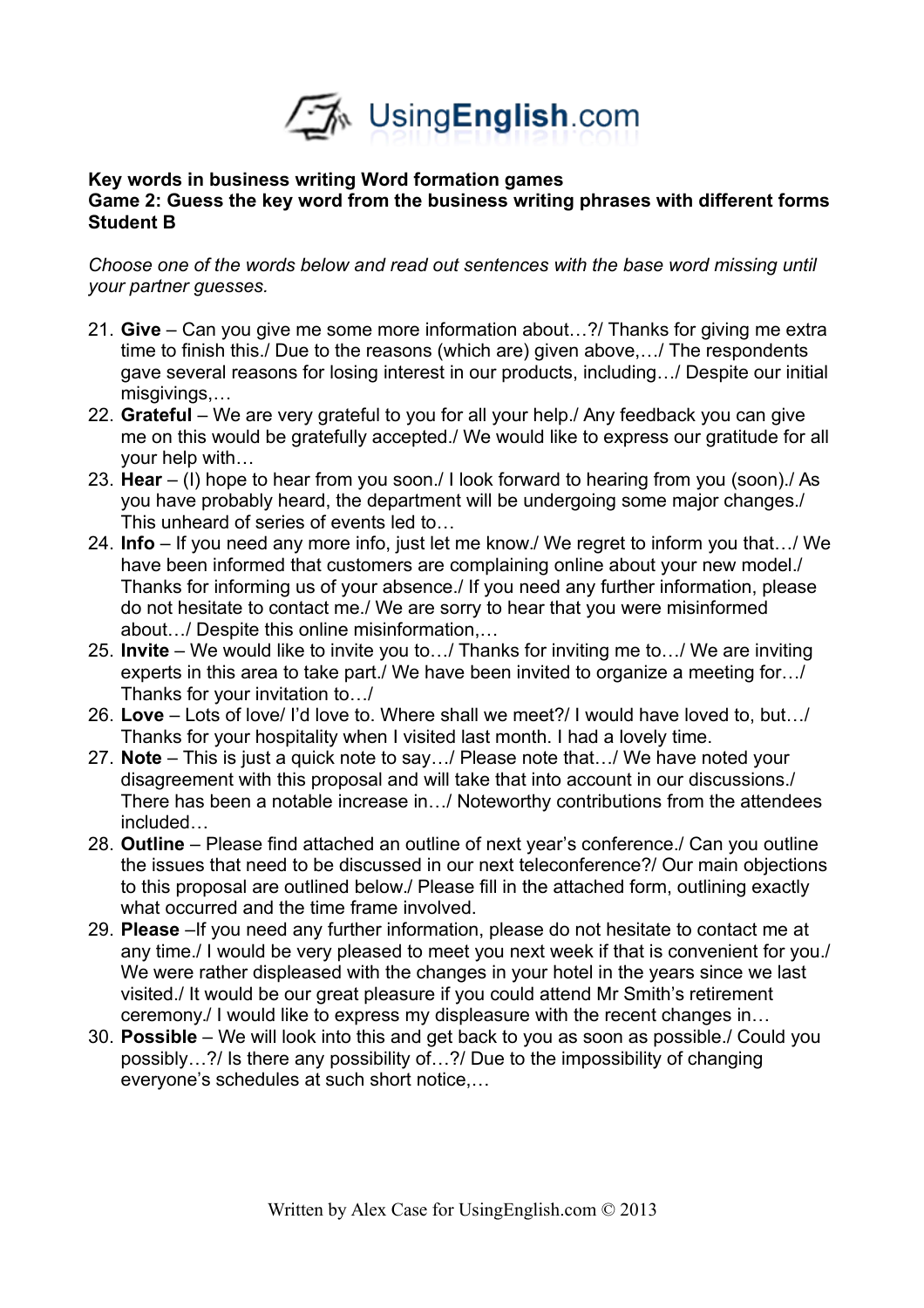**Key words in business writing Word formation games**
**Game 2: Guess the key word from the business writing phrases with different forms**
**Student B**

*Choose one of the words below and read out sentences with the base word missing until your partner guesses.*

21. **Give** – Can you give me some more information about…?/ Thanks for giving me extra time to finish this./ Due to the reasons (which are) given above,…/ The respondents gave several reasons for losing interest in our products, including…/ Despite our initial misgivings,…
22. **Grateful** – We are very grateful to you for all your help./ Any feedback you can give me on this would be gratefully accepted./ We would like to express our gratitude for all your help with…
23. **Hear** – (I) hope to hear from you soon./ I look forward to hearing from you (soon)./ As you have probably heard, the department will be undergoing some major changes./ This unheard of series of events led to…
24. **Info** – If you need any more info, just let me know./ We regret to inform you that…/ We have been informed that customers are complaining online about your new model./ Thanks for informing us of your absence./ If you need any further information, please do not hesitate to contact me./ We are sorry to hear that you were misinformed about…/ Despite this online misinformation,…
25. **Invite** – We would like to invite you to…/ Thanks for inviting me to…/ We are inviting experts in this area to take part./ We have been invited to organize a meeting for…/ Thanks for your invitation to…/
26. **Love** – Lots of love/ I'd love to. Where shall we meet?/ I would have loved to, but…/ Thanks for your hospitality when I visited last month. I had a lovely time.
27. **Note** – This is just a quick note to say…/ Please note that…/ We have noted your disagreement with this proposal and will take that into account in our discussions./ There has been a notable increase in…/ Noteworthy contributions from the attendees included…
28. **Outline** – Please find attached an outline of next year's conference./ Can you outline the issues that need to be discussed in our next teleconference?/ Our main objections to this proposal are outlined below./ Please fill in the attached form, outlining exactly what occurred and the time frame involved.
29. **Please** –If you need any further information, please do not hesitate to contact me at any time./ I would be very pleased to meet you next week if that is convenient for you./ We were rather displeased with the changes in your hotel in the years since we last visited./ It would be our great pleasure if you could attend Mr Smith's retirement ceremony./ I would like to express my displeasure with the recent changes in…
30. **Possible** – We will look into this and get back to you as soon as possible./ Could you possibly…?/ Is there any possibility of…?/ Due to the impossibility of changing everyone's schedules at such short notice,…

Written by Alex Case for UsingEnglish.com © 2013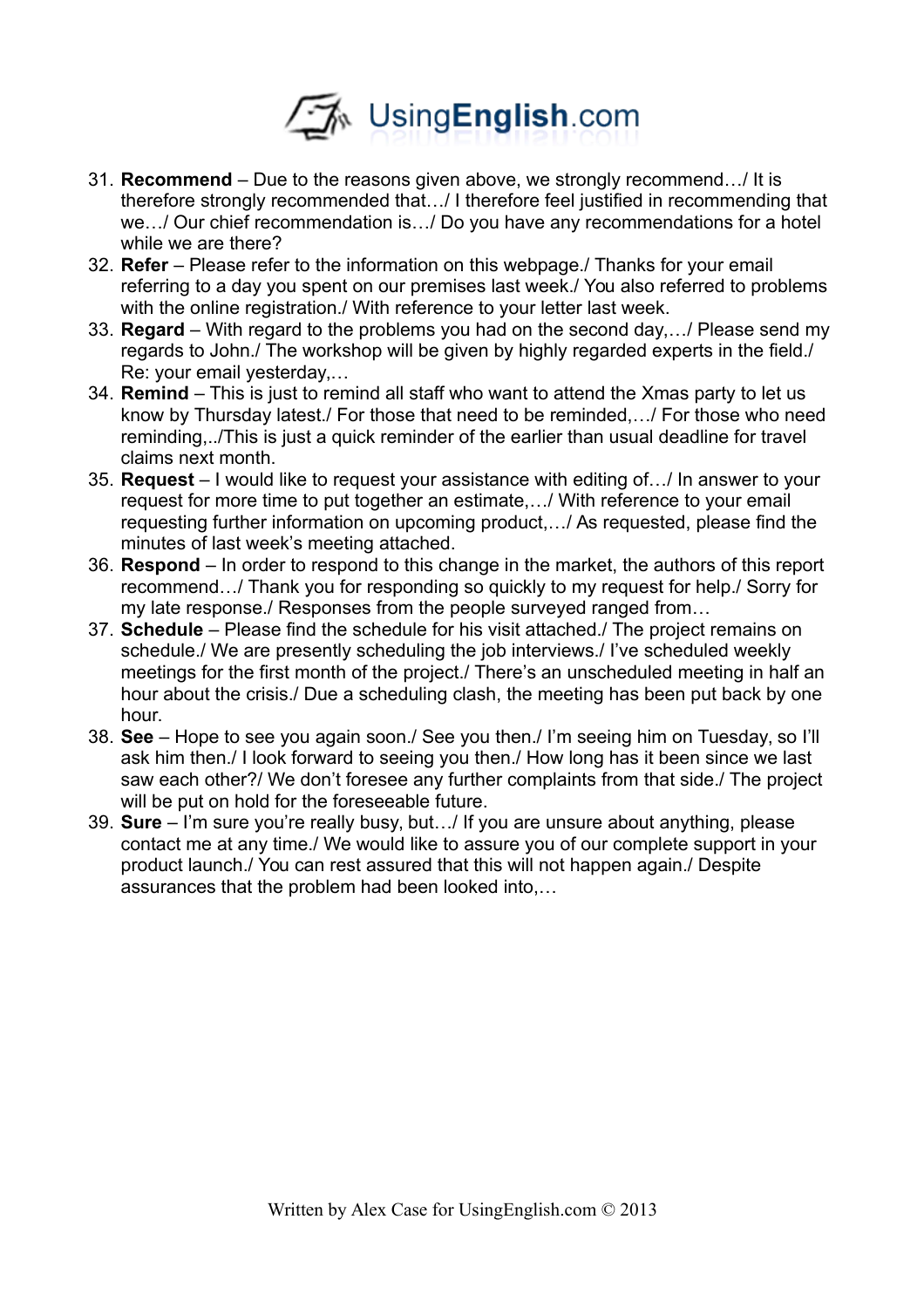31. **Recommend** – Due to the reasons given above, we strongly recommend…/ It is therefore strongly recommended that…/ I therefore feel justified in recommending that we…/ Our chief recommendation is…/ Do you have any recommendations for a hotel while we are there?
32. **Refer** – Please refer to the information on this webpage./ Thanks for your email referring to a day you spent on our premises last week./ You also referred to problems with the online registration./ With reference to your letter last week.
33. **Regard** – With regard to the problems you had on the second day,…/ Please send my regards to John./ The workshop will be given by highly regarded experts in the field./ Re: your email yesterday,…
34. **Remind** – This is just to remind all staff who want to attend the Xmas party to let us know by Thursday latest./ For those that need to be reminded,…/ For those who need reminding,../This is just a quick reminder of the earlier than usual deadline for travel claims next month.
35. **Request** – I would like to request your assistance with editing of…/ In answer to your request for more time to put together an estimate,…/ With reference to your email requesting further information on upcoming product,…/ As requested, please find the minutes of last week's meeting attached.
36. **Respond** – In order to respond to this change in the market, the authors of this report recommend…/ Thank you for responding so quickly to my request for help./ Sorry for my late response./ Responses from the people surveyed ranged from…
37. **Schedule** – Please find the schedule for his visit attached./ The project remains on schedule./ We are presently scheduling the job interviews./ I've scheduled weekly meetings for the first month of the project./ There's an unscheduled meeting in half an hour about the crisis./ Due a scheduling clash, the meeting has been put back by one hour.
38. **See** – Hope to see you again soon./ See you then./ I'm seeing him on Tuesday, so I'll ask him then./ I look forward to seeing you then./ How long has it been since we last saw each other?/ We don't foresee any further complaints from that side./ The project will be put on hold for the foreseeable future.
39. **Sure** – I'm sure you're really busy, but…/ If you are unsure about anything, please contact me at any time./ We would like to assure you of our complete support in your product launch./ You can rest assured that this will not happen again./ Despite assurances that the problem had been looked into,…